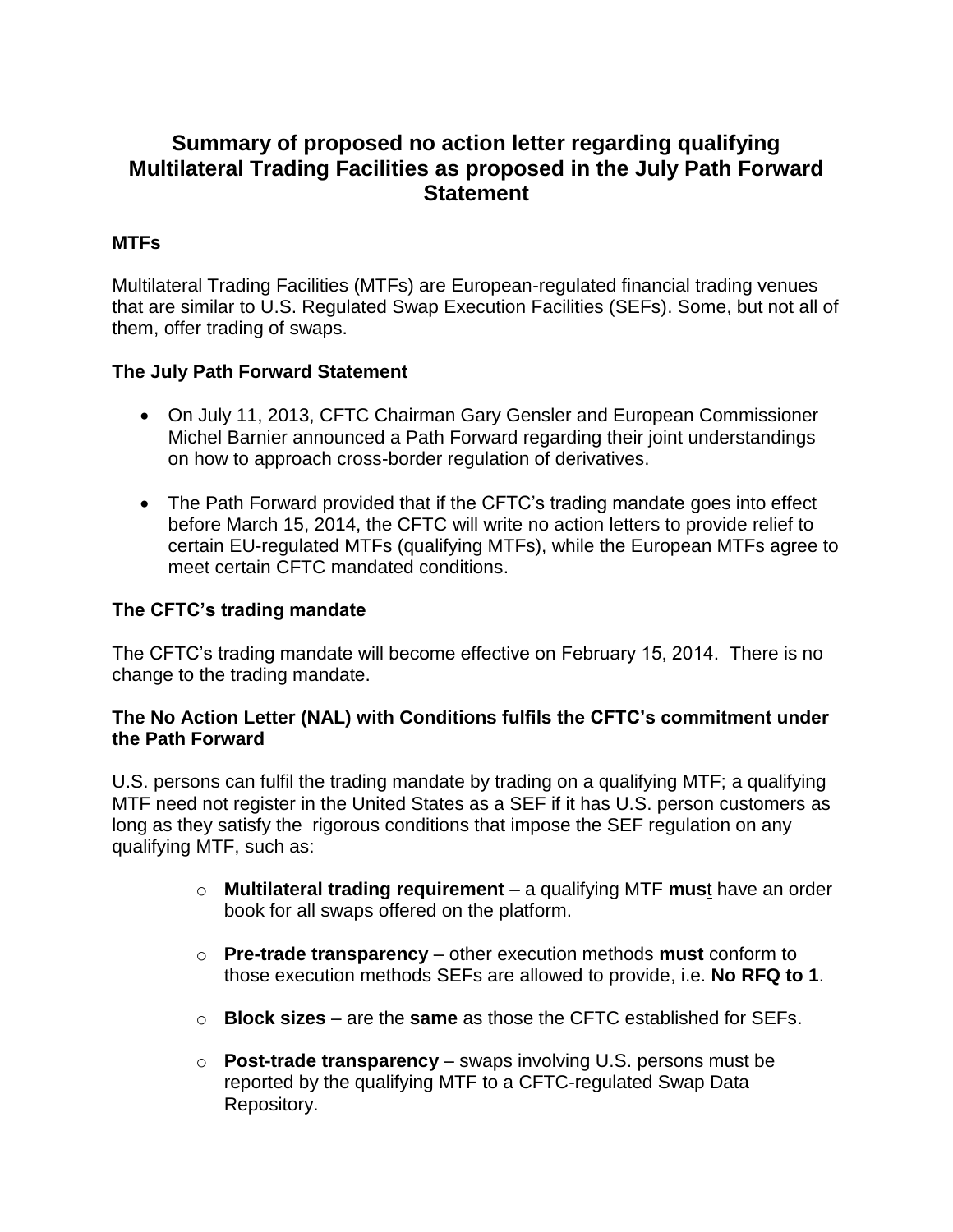# Summary of proposed no action letter regarding qualifying Multilateral Trading Facilities as proposed in the July Path Forward Statement

## MTFs

Multilateral Trading Facilities (MTFs) are European-regulated financial trading venues that are similar to U.S. Regulated Swap Execution Facilities (SEFs). Some, but not all of them, offer trading of swaps.

## The July Path Forward Statement

- On July 11, 2013, CFTC Chairman Gary Gensler and European Commissioner Michel Barnier announced a Path Forward regarding their joint understandings on how to approach cross-border regulation of derivatives.

- The Path Forward provided that if the CFTC's trading mandate goes into effect before March 15, 2014, the CFTC will write no action letters to provide relief to certain EU-regulated MTFs (qualifying MTFs), while the European MTFs agree to meet certain CFTC mandated conditions.

## The CFTC's trading mandate

The CFTC's trading mandate will become effective on February 15, 2014. There is no change to the trading mandate.

## The No Action Letter (NAL) with Conditions fulfils the CFTC's commitment under the Path Forward

U.S. persons can fulfil the trading mandate by trading on a qualifying MTF; a qualifying MTF need not register in the United States as a SEF if it has U.S. person customers as long as they satisfy the rigorous conditions that impose the SEF regulation on any qualifying MTF, such as:

- **Multilateral trading requirement** – a qualifying MTF **must** have an order book for all swaps offered on the platform.

- **Pre-trade transparency** – other execution methods **must** conform to those execution methods SEFs are allowed to provide, i.e. **No RFQ to 1**.

- **Block sizes** – are the **same** as those the CFTC established for SEFs.

- **Post-trade transparency** – swaps involving U.S. persons must be reported by the qualifying MTF to a CFTC-regulated Swap Data Repository.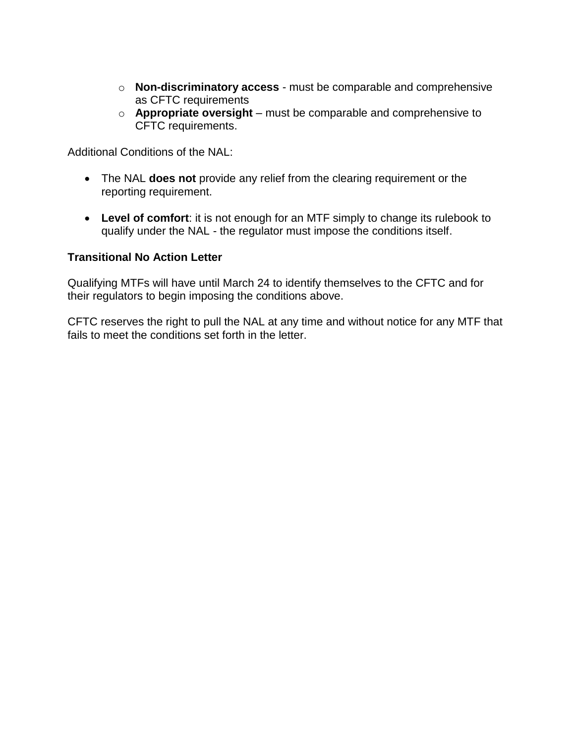- **Non-discriminatory access** - must be comparable and comprehensive as CFTC requirements
    - **Appropriate oversight** – must be comparable and comprehensive to CFTC requirements.

Additional Conditions of the NAL:

- The NAL **does not** provide any relief from the clearing requirement or the reporting requirement.

- **Level of comfort**: it is not enough for an MTF simply to change its rulebook to qualify under the NAL - the regulator must impose the conditions itself.

**Transitional No Action Letter**

Qualifying MTFs will have until March 24 to identify themselves to the CFTC and for their regulators to begin imposing the conditions above.

CFTC reserves the right to pull the NAL at any time and without notice for any MTF that fails to meet the conditions set forth in the letter.